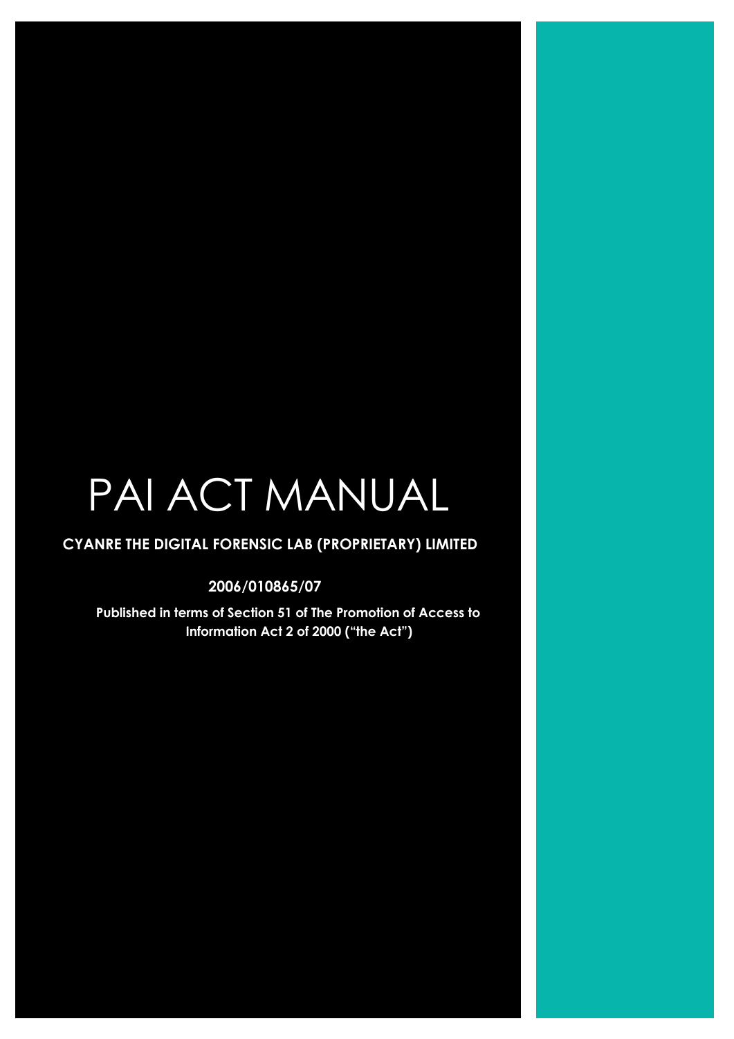# PAI ACT MANUAL

**CYANRE THE DIGITAL FORENSIC LAB (PROPRIETARY) LIMITED**

**2006/010865/07**

**Published in terms of Section 51 of The Promotion of Access to Information Act 2 of 2000 ("the Act")**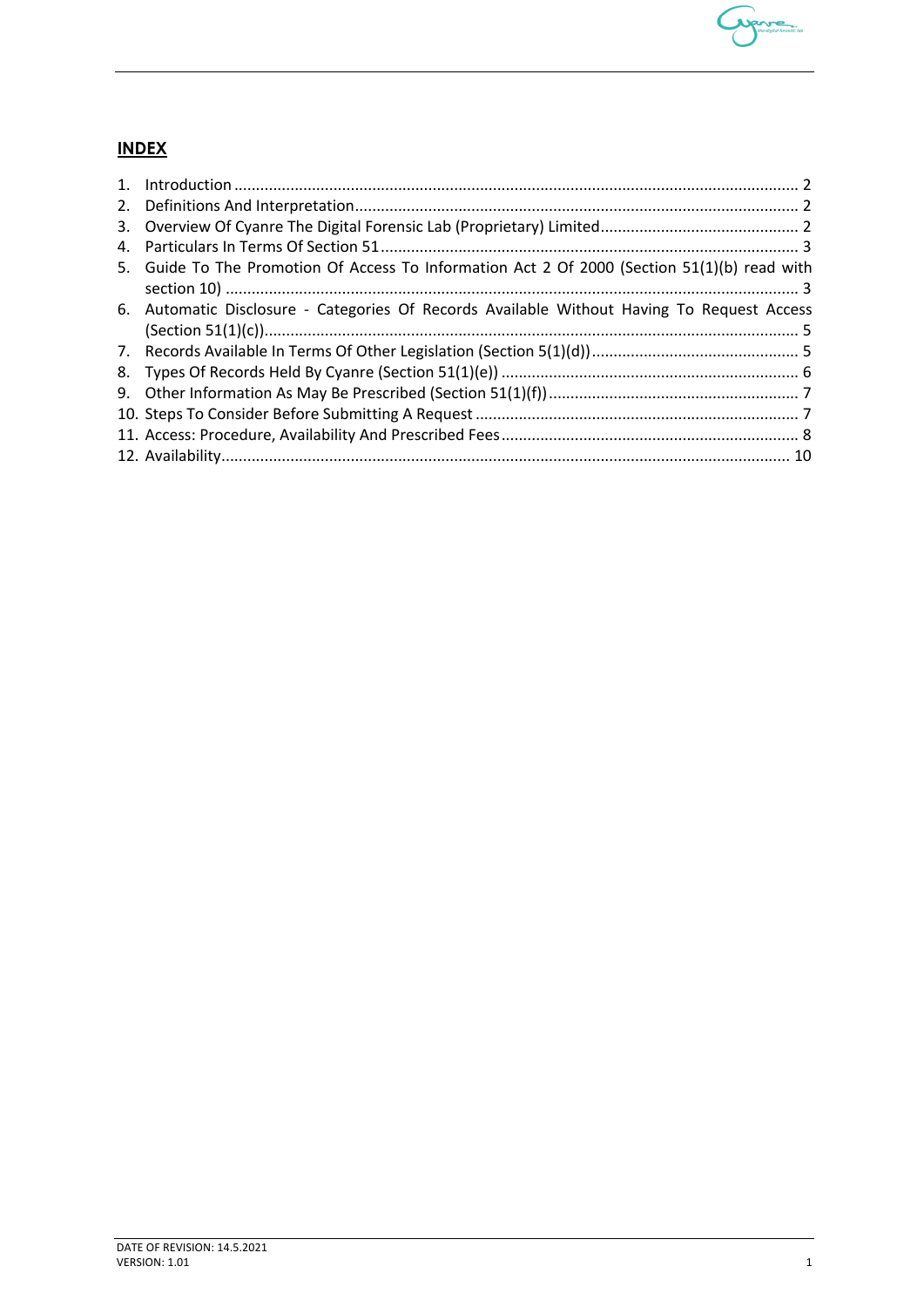## INDEX

1. Introduction ........................................................................................................................ 2
2. Definitions And Interpretation ............................................................................................ 2
3. Overview Of Cyanre The Digital Forensic Lab (Proprietary) Limited ..................................... 2
4. Particulars In Terms Of Section 51 ...................................................................................... 3
5. Guide To The Promotion Of Access To Information Act 2 Of 2000 (Section 51(1)(b) read with section 10) ........................................................................................................................ 3
6. Automatic Disclosure - Categories Of Records Available Without Having To Request Access (Section 51(1)(c)) ................................................................................................................ 5
7. Records Available In Terms Of Other Legislation (Section 5(1)(d)) ....................................... 5
8. Types Of Records Held By Cyanre (Section 51(1)(e)) ........................................................... 6
9. Other Information As May Be Prescribed (Section 51(1)(f)) ................................................ 7
10. Steps To Consider Before Submitting A Request ................................................................. 7
11. Access: Procedure, Availability And Prescribed Fees ........................................................... 8
12. Availability ........................................................................................................................ 10

DATE OF REVISION: 14.5.2021
VERSION: 1.01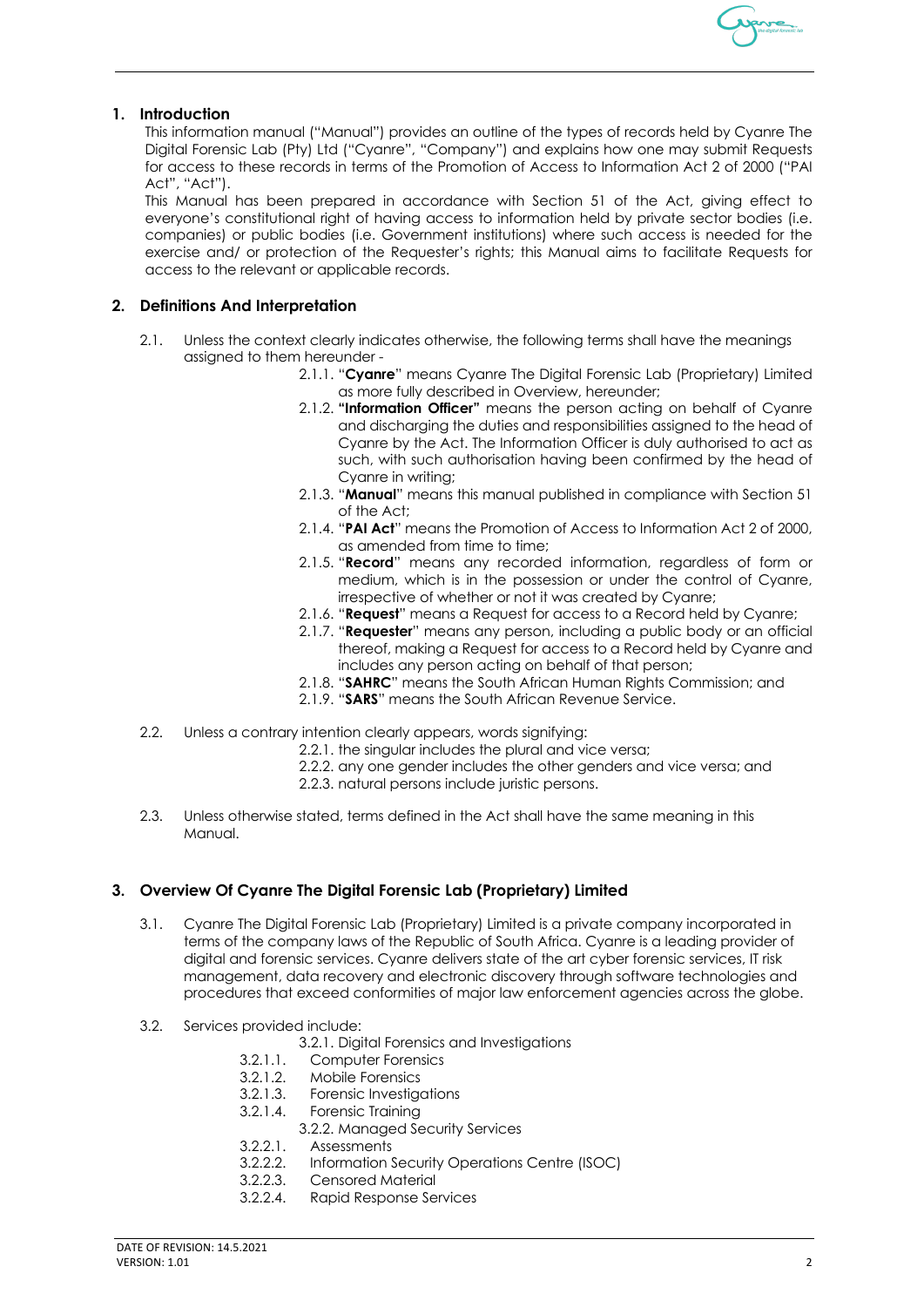## 1. Introduction

This information manual ("Manual") provides an outline of the types of records held by Cyanre The Digital Forensic Lab (Pty) Ltd ("Cyanre", "Company") and explains how one may submit Requests for access to these records in terms of the Promotion of Access to Information Act 2 of 2000 ("PAI Act", "Act").

This Manual has been prepared in accordance with Section 51 of the Act, giving effect to everyone's constitutional right of having access to information held by private sector bodies (i.e. companies) or public bodies (i.e. Government institutions) where such access is needed for the exercise and/ or protection of the Requester's rights; this Manual aims to facilitate Requests for access to the relevant or applicable records.

## 2. Definitions And Interpretation

2.1. Unless the context clearly indicates otherwise, the following terms shall have the meanings assigned to them hereunder -

2.1.1. "**Cyanre**" means Cyanre The Digital Forensic Lab (Proprietary) Limited as more fully described in Overview, hereunder;

2.1.2. **"Information Officer"** means the person acting on behalf of Cyanre and discharging the duties and responsibilities assigned to the head of Cyanre by the Act. The Information Officer is duly authorised to act as such, with such authorisation having been confirmed by the head of Cyanre in writing;

2.1.3. "**Manual**" means this manual published in compliance with Section 51 of the Act;

2.1.4. "**PAI Act**" means the Promotion of Access to Information Act 2 of 2000, as amended from time to time;

2.1.5. "**Record**" means any recorded information, regardless of form or medium, which is in the possession or under the control of Cyanre, irrespective of whether or not it was created by Cyanre;

2.1.6. "**Request**" means a Request for access to a Record held by Cyanre;

2.1.7. "**Requester**" means any person, including a public body or an official thereof, making a Request for access to a Record held by Cyanre and includes any person acting on behalf of that person;

2.1.8. "**SAHRC**" means the South African Human Rights Commission; and

2.1.9. "**SARS**" means the South African Revenue Service.

2.2. Unless a contrary intention clearly appears, words signifying:

2.2.1. the singular includes the plural and vice versa;

2.2.2. any one gender includes the other genders and vice versa; and

2.2.3. natural persons include juristic persons.

2.3. Unless otherwise stated, terms defined in the Act shall have the same meaning in this Manual.

## 3. Overview Of Cyanre The Digital Forensic Lab (Proprietary) Limited

3.1. Cyanre The Digital Forensic Lab (Proprietary) Limited is a private company incorporated in terms of the company laws of the Republic of South Africa. Cyanre is a leading provider of digital and forensic services. Cyanre delivers state of the art cyber forensic services, IT risk management, data recovery and electronic discovery through software technologies and procedures that exceed conformities of major law enforcement agencies across the globe.

3.2. Services provided include:

3.2.1. Digital Forensics and Investigations

3.2.1.1. Computer Forensics
3.2.1.2. Mobile Forensics
3.2.1.3. Forensic Investigations
3.2.1.4. Forensic Training

3.2.2. Managed Security Services

3.2.2.1. Assessments
3.2.2.2. Information Security Operations Centre (ISOC)
3.2.2.3. Censored Material
3.2.2.4. Rapid Response Services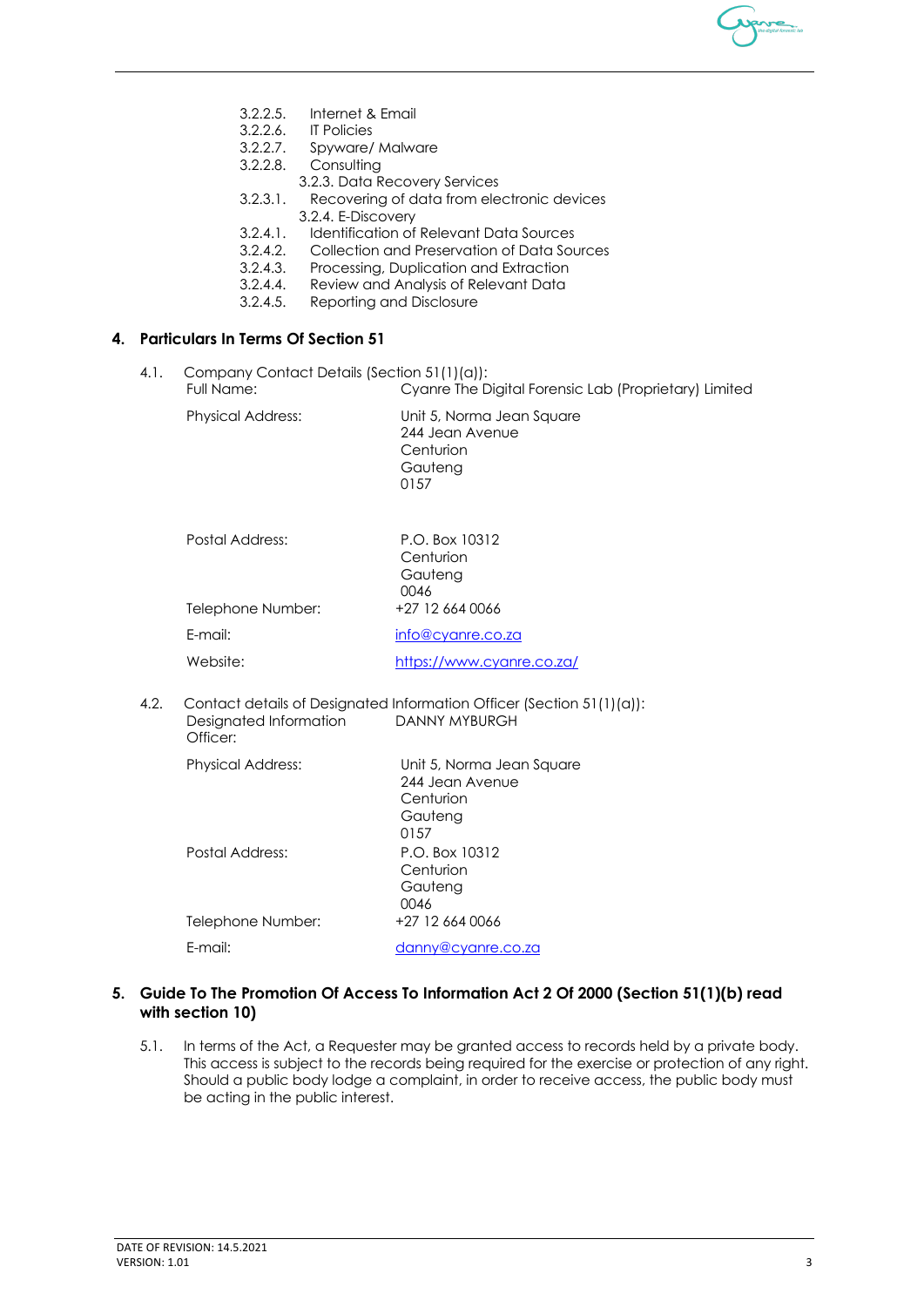3.2.2.5. Internet & Email
3.2.2.6. IT Policies
3.2.2.7. Spyware/ Malware
3.2.2.8. Consulting

3.2.3. Data Recovery Services

3.2.3.1. Recovering of data from electronic devices

3.2.4. E-Discovery

3.2.4.1. Identification of Relevant Data Sources
3.2.4.2. Collection and Preservation of Data Sources
3.2.4.3. Processing, Duplication and Extraction
3.2.4.4. Review and Analysis of Relevant Data
3.2.4.5. Reporting and Disclosure

## 4. Particulars In Terms Of Section 51

4.1. Company Contact Details (Section 51(1)(a)):

| | |
|---|---|
| Full Name: | Cyanre The Digital Forensic Lab (Proprietary) Limited |
| Physical Address: | Unit 5, Norma Jean Square<br>244 Jean Avenue<br>Centurion<br>Gauteng<br>0157 |
| Postal Address: | P.O. Box 10312<br>Centurion<br>Gauteng<br>0046 |
| Telephone Number: | +27 12 664 0066 |
| E-mail: | info@cyanre.co.za |
| Website: | https://www.cyanre.co.za/ |

4.2. Contact details of Designated Information Officer (Section 51(1)(a)):

| | |
|---|---|
| Designated Information Officer: | DANNY MYBURGH |
| Physical Address: | Unit 5, Norma Jean Square<br>244 Jean Avenue<br>Centurion<br>Gauteng<br>0157 |
| Postal Address: | P.O. Box 10312<br>Centurion<br>Gauteng<br>0046 |
| Telephone Number: | +27 12 664 0066 |
| E-mail: | danny@cyanre.co.za |

## 5. Guide To The Promotion Of Access To Information Act 2 Of 2000 (Section 51(1)(b) read with section 10)

5.1. In terms of the Act, a Requester may be granted access to records held by a private body. This access is subject to the records being required for the exercise or protection of any right. Should a public body lodge a complaint, in order to receive access, the public body must be acting in the public interest.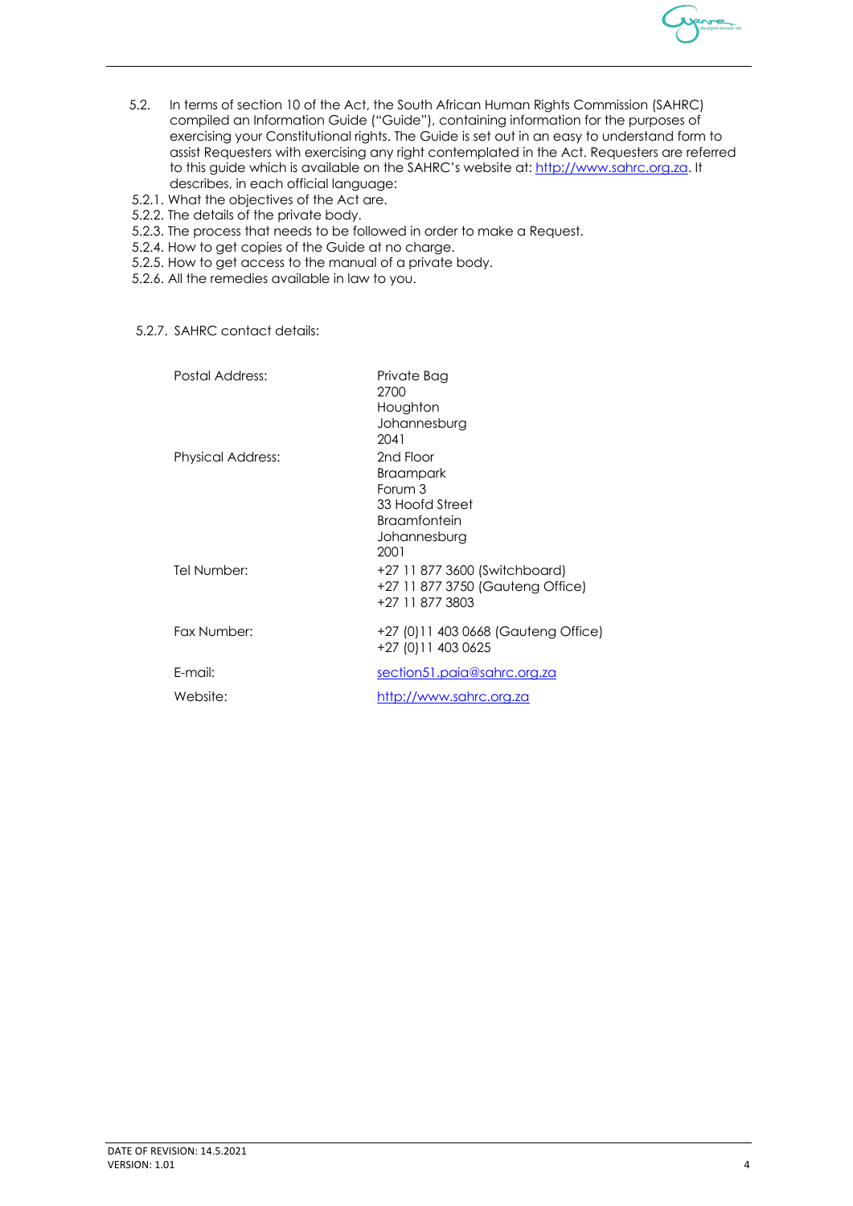5.2. In terms of section 10 of the Act, the South African Human Rights Commission (SAHRC) compiled an Information Guide ("Guide"), containing information for the purposes of exercising your Constitutional rights. The Guide is set out in an easy to understand form to assist Requesters with exercising any right contemplated in the Act. Requesters are referred to this guide which is available on the SAHRC's website at: http://www.sahrc.org.za. It describes, in each official language:

5.2.1. What the objectives of the Act are.
5.2.2. The details of the private body.
5.2.3. The process that needs to be followed in order to make a Request.
5.2.4. How to get copies of the Guide at no charge.
5.2.5. How to get access to the manual of a private body.
5.2.6. All the remedies available in law to you.

5.2.7. SAHRC contact details:

| | |
|---|---|
| Postal Address: | Private Bag<br>2700<br>Houghton<br>Johannesburg<br>2041 |
| Physical Address: | 2nd Floor<br>Braampark<br>Forum 3<br>33 Hoofd Street<br>Braamfontein<br>Johannesburg<br>2001 |
| Tel Number: | +27 11 877 3600 (Switchboard)<br>+27 11 877 3750 (Gauteng Office)<br>+27 11 877 3803 |
| Fax Number: | +27 (0)11 403 0668 (Gauteng Office)<br>+27 (0)11 403 0625 |
| E-mail: | section51.paia@sahrc.org.za |
| Website: | http://www.sahrc.org.za |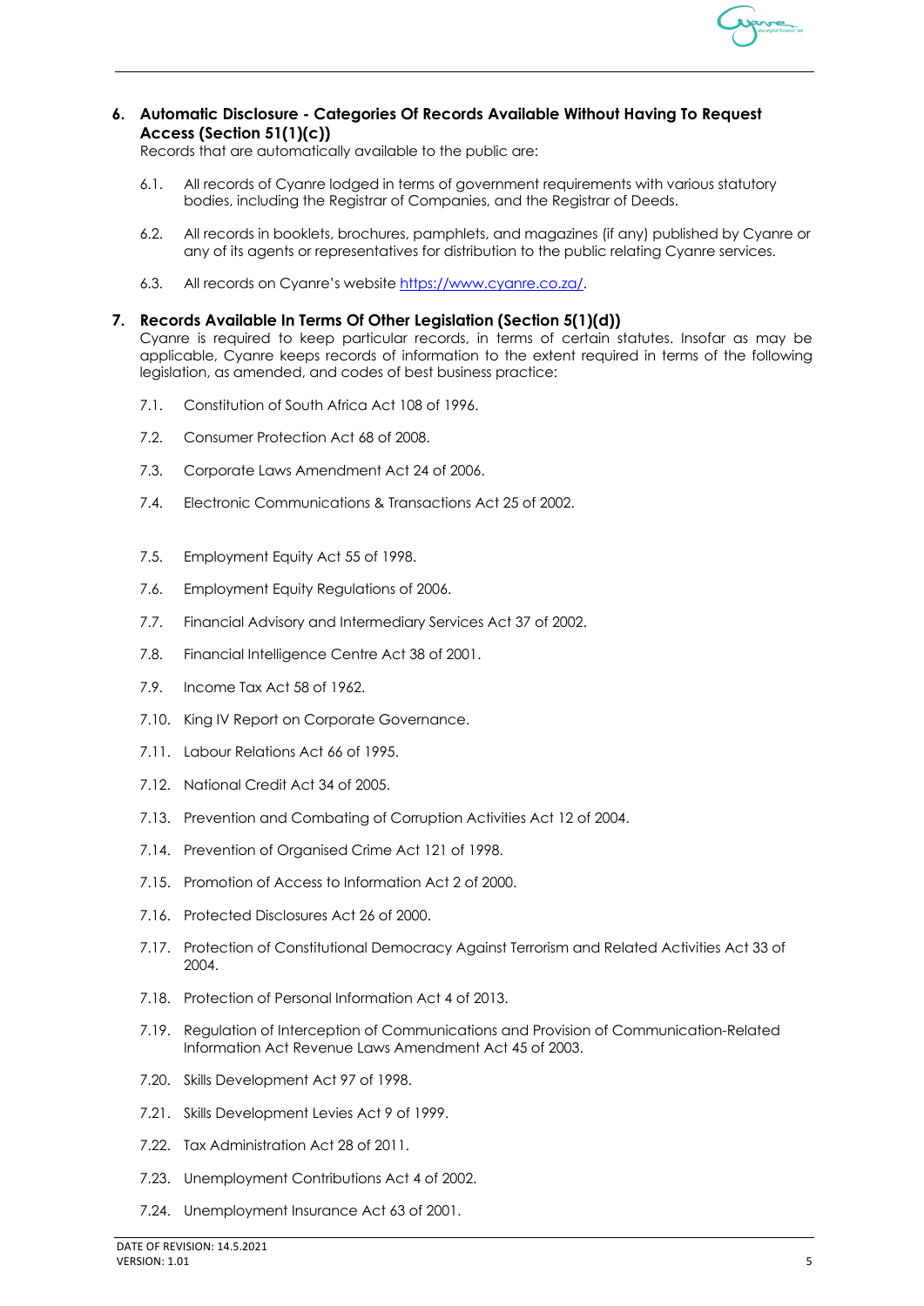## 6. Automatic Disclosure - Categories Of Records Available Without Having To Request Access (Section 51(1)(c))

Records that are automatically available to the public are:

6.1. All records of Cyanre lodged in terms of government requirements with various statutory bodies, including the Registrar of Companies, and the Registrar of Deeds.

6.2. All records in booklets, brochures, pamphlets, and magazines (if any) published by Cyanre or any of its agents or representatives for distribution to the public relating Cyanre services.

6.3. All records on Cyanre's website [https://www.cyanre.co.za/](https://www.cyanre.co.za/).

## 7. Records Available In Terms Of Other Legislation (Section 5(1)(d))

Cyanre is required to keep particular records, in terms of certain statutes. Insofar as may be applicable, Cyanre keeps records of information to the extent required in terms of the following legislation, as amended, and codes of best business practice:

7.1. Constitution of South Africa Act 108 of 1996.

7.2. Consumer Protection Act 68 of 2008.

7.3. Corporate Laws Amendment Act 24 of 2006.

7.4. Electronic Communications & Transactions Act 25 of 2002.

7.5. Employment Equity Act 55 of 1998.

7.6. Employment Equity Regulations of 2006.

7.7. Financial Advisory and Intermediary Services Act 37 of 2002.

7.8. Financial Intelligence Centre Act 38 of 2001.

7.9. Income Tax Act 58 of 1962.

7.10. King IV Report on Corporate Governance.

7.11. Labour Relations Act 66 of 1995.

7.12. National Credit Act 34 of 2005.

7.13. Prevention and Combating of Corruption Activities Act 12 of 2004.

7.14. Prevention of Organised Crime Act 121 of 1998.

7.15. Promotion of Access to Information Act 2 of 2000.

7.16. Protected Disclosures Act 26 of 2000.

7.17. Protection of Constitutional Democracy Against Terrorism and Related Activities Act 33 of 2004.

7.18. Protection of Personal Information Act 4 of 2013.

7.19. Regulation of Interception of Communications and Provision of Communication-Related Information Act Revenue Laws Amendment Act 45 of 2003.

7.20. Skills Development Act 97 of 1998.

7.21. Skills Development Levies Act 9 of 1999.

7.22. Tax Administration Act 28 of 2011.

7.23. Unemployment Contributions Act 4 of 2002.

7.24. Unemployment Insurance Act 63 of 2001.

DATE OF REVISION: 14.5.2021
VERSION: 1.01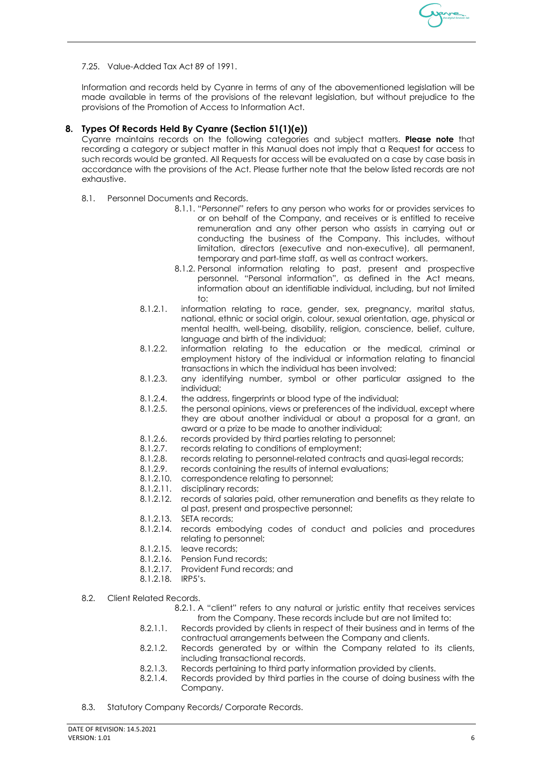7.25. Value-Added Tax Act 89 of 1991.

Information and records held by Cyanre in terms of any of the abovementioned legislation will be made available in terms of the provisions of the relevant legislation, but without prejudice to the provisions of the Promotion of Access to Information Act.

## 8. Types Of Records Held By Cyanre (Section 51(1)(e))

Cyanre maintains records on the following categories and subject matters. **Please note** that recording a category or subject matter in this Manual does not imply that a Request for access to such records would be granted. All Requests for access will be evaluated on a case by case basis in accordance with the provisions of the Act. Please further note that the below listed records are not exhaustive.

8.1. Personnel Documents and Records.

8.1.1. "*Personnel*" refers to any person who works for or provides services to or on behalf of the Company, and receives or is entitled to receive remuneration and any other person who assists in carrying out or conducting the business of the Company. This includes, without limitation, directors (executive and non-executive), all permanent, temporary and part-time staff, as well as contract workers.

8.1.2. Personal information relating to past, present and prospective personnel. "Personal information", as defined in the Act means, information about an identifiable individual, including, but not limited to:

8.1.2.1. information relating to race, gender, sex, pregnancy, marital status, national, ethnic or social origin, colour, sexual orientation, age, physical or mental health, well-being, disability, religion, conscience, belief, culture, language and birth of the individual;

8.1.2.2. information relating to the education or the medical, criminal or employment history of the individual or information relating to financial transactions in which the individual has been involved;

8.1.2.3. any identifying number, symbol or other particular assigned to the individual;

8.1.2.4. the address, fingerprints or blood type of the individual;

8.1.2.5. the personal opinions, views or preferences of the individual, except where they are about another individual or about a proposal for a grant, an award or a prize to be made to another individual;

8.1.2.6. records provided by third parties relating to personnel;

8.1.2.7. records relating to conditions of employment;

8.1.2.8. records relating to personnel-related contracts and quasi-legal records;

8.1.2.9. records containing the results of internal evaluations;

8.1.2.10. correspondence relating to personnel;

8.1.2.11. disciplinary records;

8.1.2.12. records of salaries paid, other remuneration and benefits as they relate to al past, present and prospective personnel;

8.1.2.13. SETA records;

8.1.2.14. records embodying codes of conduct and policies and procedures relating to personnel;

8.1.2.15. leave records;

8.1.2.16. Pension Fund records;

8.1.2.17. Provident Fund records; and

8.1.2.18. IRP5's.

8.2. Client Related Records.

8.2.1. A "client" refers to any natural or juristic entity that receives services from the Company. These records include but are not limited to:

8.2.1.1. Records provided by clients in respect of their business and in terms of the contractual arrangements between the Company and clients.

8.2.1.2. Records generated by or within the Company related to its clients, including transactional records.

8.2.1.3. Records pertaining to third party information provided by clients.

8.2.1.4. Records provided by third parties in the course of doing business with the Company.

8.3. Statutory Company Records/ Corporate Records.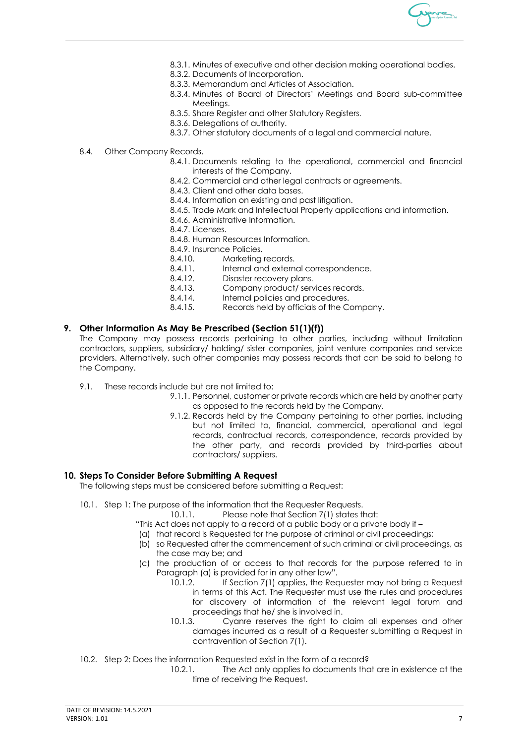8.3.1. Minutes of executive and other decision making operational bodies.
8.3.2. Documents of Incorporation.
8.3.3. Memorandum and Articles of Association.
8.3.4. Minutes of Board of Directors' Meetings and Board sub-committee Meetings.
8.3.5. Share Register and other Statutory Registers.
8.3.6. Delegations of authority.
8.3.7. Other statutory documents of a legal and commercial nature.

8.4. Other Company Records.

8.4.1. Documents relating to the operational, commercial and financial interests of the Company.
8.4.2. Commercial and other legal contracts or agreements.
8.4.3. Client and other data bases.
8.4.4. Information on existing and past litigation.
8.4.5. Trade Mark and Intellectual Property applications and information.
8.4.6. Administrative Information.
8.4.7. Licenses.
8.4.8. Human Resources Information.
8.4.9. Insurance Policies.
8.4.10. Marketing records.
8.4.11. Internal and external correspondence.
8.4.12. Disaster recovery plans.
8.4.13. Company product/ services records.
8.4.14. Internal policies and procedures.
8.4.15. Records held by officials of the Company.

## 9. Other Information As May Be Prescribed (Section 51(1)(f))

The Company may possess records pertaining to other parties, including without limitation contractors, suppliers, subsidiary/ holding/ sister companies, joint venture companies and service providers. Alternatively, such other companies may possess records that can be said to belong to the Company.

9.1. These records include but are not limited to:

9.1.1. Personnel, customer or private records which are held by another party as opposed to the records held by the Company.
9.1.2. Records held by the Company pertaining to other parties, including but not limited to, financial, commercial, operational and legal records, contractual records, correspondence, records provided by the other party, and records provided by third-parties about contractors/ suppliers.

## 10. Steps To Consider Before Submitting A Request

The following steps must be considered before submitting a Request:

10.1. Step 1: The purpose of the information that the Requester Requests.

10.1.1. Please note that Section 7(1) states that:

"This Act does not apply to a record of a public body or a private body if –

(a) that record is Requested for the purpose of criminal or civil proceedings;
(b) so Requested after the commencement of such criminal or civil proceedings, as the case may be; and
(c) the production of or access to that records for the purpose referred to in Paragraph (a) is provided for in any other law".

10.1.2. If Section 7(1) applies, the Requester may not bring a Request in terms of this Act. The Requester must use the rules and procedures for discovery of information of the relevant legal forum and proceedings that he/ she is involved in.

10.1.3. Cyanre reserves the right to claim all expenses and other damages incurred as a result of a Requester submitting a Request in contravention of Section 7(1).

10.2. Step 2: Does the information Requested exist in the form of a record?

10.2.1. The Act only applies to documents that are in existence at the time of receiving the Request.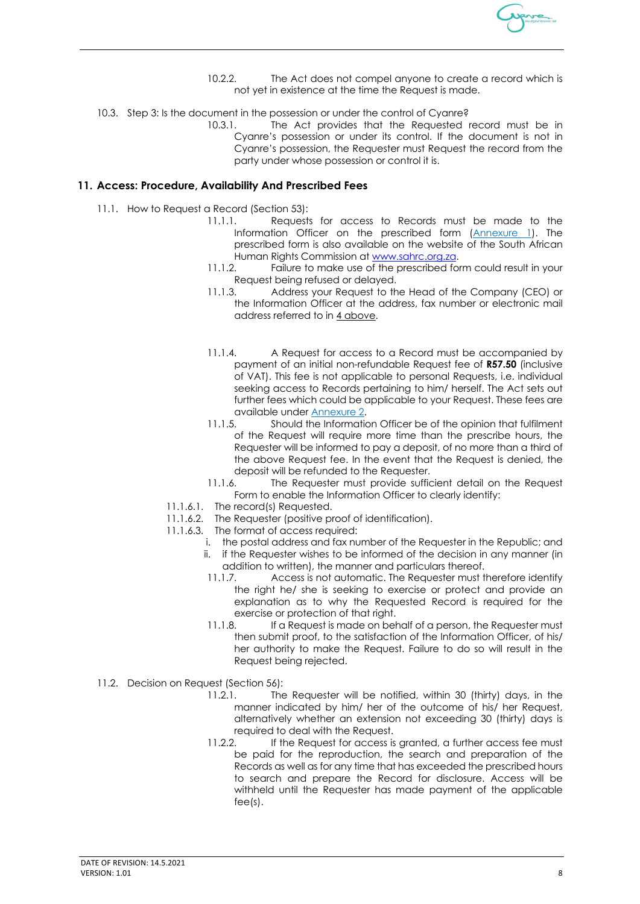10.2.2. The Act does not compel anyone to create a record which is not yet in existence at the time the Request is made.

10.3. Step 3: Is the document in the possession or under the control of Cyanre?

10.3.1. The Act provides that the Requested record must be in Cyanre's possession or under its control. If the document is not in Cyanre's possession, the Requester must Request the record from the party under whose possession or control it is.

## 11. Access: Procedure, Availability And Prescribed Fees

11.1. How to Request a Record (Section 53):

11.1.1. Requests for access to Records must be made to the Information Officer on the prescribed form (Annexure 1). The prescribed form is also available on the website of the South African Human Rights Commission at www.sahrc.org.za.

11.1.2. Failure to make use of the prescribed form could result in your Request being refused or delayed.

11.1.3. Address your Request to the Head of the Company (CEO) or the Information Officer at the address, fax number or electronic mail address referred to in 4 above.

11.1.4. A Request for access to a Record must be accompanied by payment of an initial non-refundable Request fee of **R57.50** (inclusive of VAT). This fee is not applicable to personal Requests, i.e. individual seeking access to Records pertaining to him/ herself. The Act sets out further fees which could be applicable to your Request. These fees are available under Annexure 2.

11.1.5. Should the Information Officer be of the opinion that fulfilment of the Request will require more time than the prescribe hours, the Requester will be informed to pay a deposit, of no more than a third of the above Request fee. In the event that the Request is denied, the deposit will be refunded to the Requester.

11.1.6. The Requester must provide sufficient detail on the Request Form to enable the Information Officer to clearly identify:

11.1.6.1. The record(s) Requested.

11.1.6.2. The Requester (positive proof of identification).

11.1.6.3. The format of access required:

i. the postal address and fax number of the Requester in the Republic; and
ii. if the Requester wishes to be informed of the decision in any manner (in addition to written), the manner and particulars thereof.

11.1.7. Access is not automatic. The Requester must therefore identify the right he/ she is seeking to exercise or protect and provide an explanation as to why the Requested Record is required for the exercise or protection of that right.

11.1.8. If a Request is made on behalf of a person, the Requester must then submit proof, to the satisfaction of the Information Officer, of his/ her authority to make the Request. Failure to do so will result in the Request being rejected.

11.2. Decision on Request (Section 56):

11.2.1. The Requester will be notified, within 30 (thirty) days, in the manner indicated by him/ her of the outcome of his/ her Request, alternatively whether an extension not exceeding 30 (thirty) days is required to deal with the Request.

11.2.2. If the Request for access is granted, a further access fee must be paid for the reproduction, the search and preparation of the Records as well as for any time that has exceeded the prescribed hours to search and prepare the Record for disclosure. Access will be withheld until the Requester has made payment of the applicable fee(s).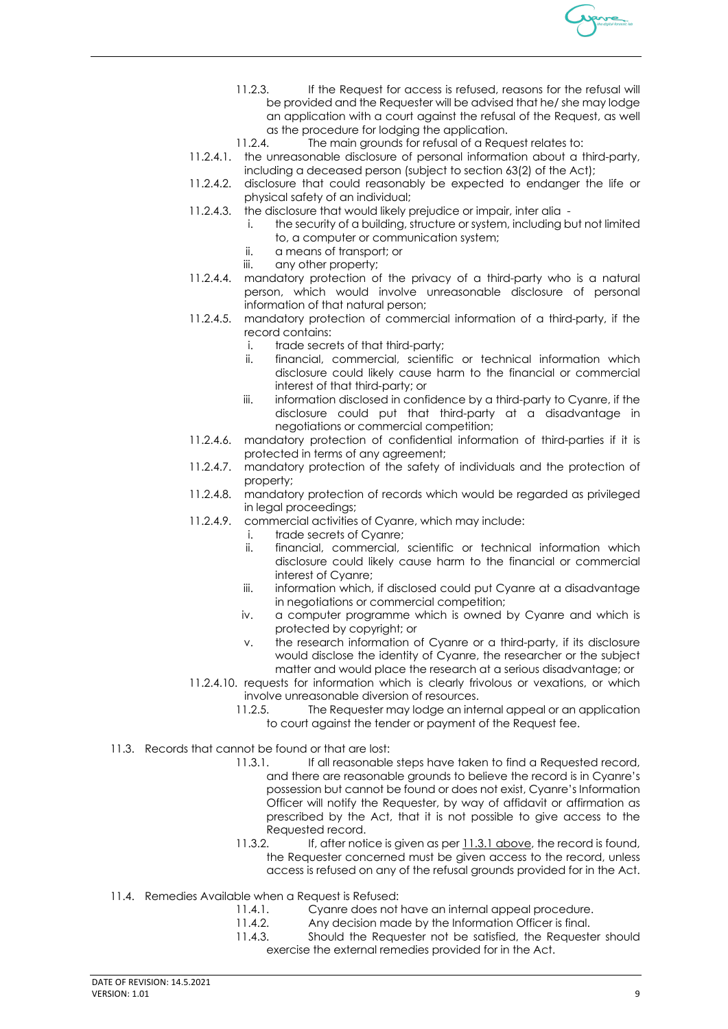11.2.3. If the Request for access is refused, reasons for the refusal will be provided and the Requester will be advised that he/ she may lodge an application with a court against the refusal of the Request, as well as the procedure for lodging the application.

11.2.4. The main grounds for refusal of a Request relates to:

11.2.4.1. the unreasonable disclosure of personal information about a third-party, including a deceased person (subject to section 63(2) of the Act);

11.2.4.2. disclosure that could reasonably be expected to endanger the life or physical safety of an individual;

11.2.4.3. the disclosure that would likely prejudice or impair, inter alia -

   i. the security of a building, structure or system, including but not limited to, a computer or communication system;
   ii. a means of transport; or
   iii. any other property;

11.2.4.4. mandatory protection of the privacy of a third-party who is a natural person, which would involve unreasonable disclosure of personal information of that natural person;

11.2.4.5. mandatory protection of commercial information of a third-party, if the record contains:

   i. trade secrets of that third-party;
   ii. financial, commercial, scientific or technical information which disclosure could likely cause harm to the financial or commercial interest of that third-party; or
   iii. information disclosed in confidence by a third-party to Cyanre, if the disclosure could put that third-party at a disadvantage in negotiations or commercial competition;

11.2.4.6. mandatory protection of confidential information of third-parties if it is protected in terms of any agreement;

11.2.4.7. mandatory protection of the safety of individuals and the protection of property;

11.2.4.8. mandatory protection of records which would be regarded as privileged in legal proceedings;

11.2.4.9. commercial activities of Cyanre, which may include:

   i. trade secrets of Cyanre;
   ii. financial, commercial, scientific or technical information which disclosure could likely cause harm to the financial or commercial interest of Cyanre;
   iii. information which, if disclosed could put Cyanre at a disadvantage in negotiations or commercial competition;
   iv. a computer programme which is owned by Cyanre and which is protected by copyright; or
   v. the research information of Cyanre or a third-party, if its disclosure would disclose the identity of Cyanre, the researcher or the subject matter and would place the research at a serious disadvantage; or

11.2.4.10. requests for information which is clearly frivolous or vexations, or which involve unreasonable diversion of resources.

11.2.5. The Requester may lodge an internal appeal or an application to court against the tender or payment of the Request fee.

11.3. Records that cannot be found or that are lost:

11.3.1. If all reasonable steps have taken to find a Requested record, and there are reasonable grounds to believe the record is in Cyanre's possession but cannot be found or does not exist, Cyanre's Information Officer will notify the Requester, by way of affidavit or affirmation as prescribed by the Act, that it is not possible to give access to the Requested record.

11.3.2. If, after notice is given as per 11.3.1 above, the record is found, the Requester concerned must be given access to the record, unless access is refused on any of the refusal grounds provided for in the Act.

11.4. Remedies Available when a Request is Refused:

11.4.1. Cyanre does not have an internal appeal procedure.

11.4.2. Any decision made by the Information Officer is final.

11.4.3. Should the Requester not be satisfied, the Requester should exercise the external remedies provided for in the Act.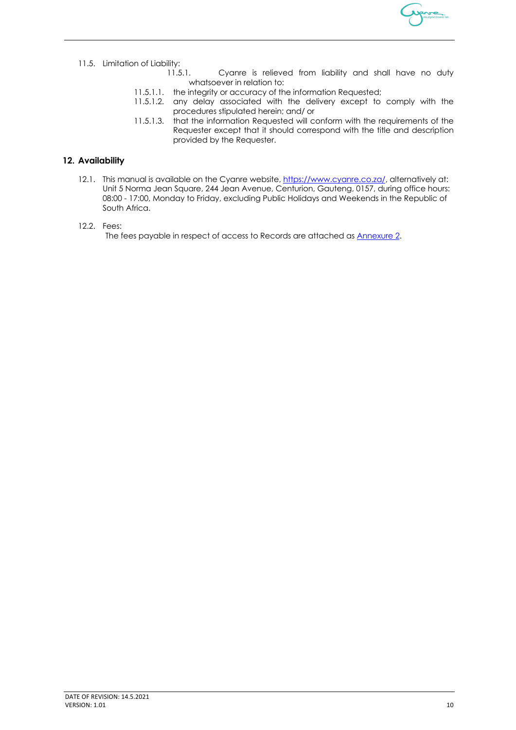11.5. Limitation of Liability:

11.5.1. Cyanre is relieved from liability and shall have no duty whatsoever in relation to:

11.5.1.1. the integrity or accuracy of the information Requested;

11.5.1.2. any delay associated with the delivery except to comply with the procedures stipulated herein; and/ or

11.5.1.3. that the information Requested will conform with the requirements of the Requester except that it should correspond with the title and description provided by the Requester.

## 12. Availability

12.1. This manual is available on the Cyanre website, https://www.cyanre.co.za/, alternatively at: Unit 5 Norma Jean Square, 244 Jean Avenue, Centurion, Gauteng, 0157, during office hours: 08:00 - 17:00, Monday to Friday, excluding Public Holidays and Weekends in the Republic of South Africa.

12.2. Fees:

The fees payable in respect of access to Records are attached as Annexure 2.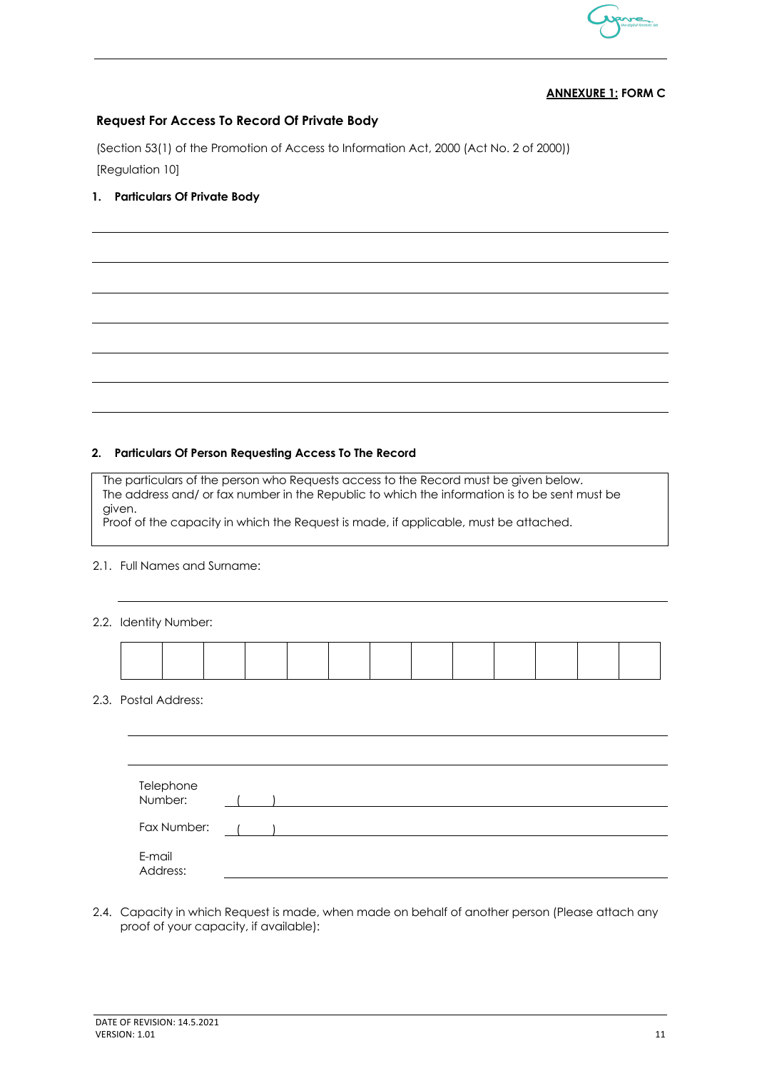**ANNEXURE 1: FORM C**

## Request For Access To Record Of Private Body

(Section 53(1) of the Promotion of Access to Information Act, 2000 (Act No. 2 of 2000))

[Regulation 10]

### 1. Particulars Of Private Body

\_\_\_\_\_\_\_\_\_\_\_\_\_\_\_\_\_\_\_\_\_\_\_\_\_\_\_\_\_\_\_\_\_\_\_\_\_\_\_\_\_\_\_\_\_\_\_\_\_\_\_\_\_\_\_\_\_\_\_\_

\_\_\_\_\_\_\_\_\_\_\_\_\_\_\_\_\_\_\_\_\_\_\_\_\_\_\_\_\_\_\_\_\_\_\_\_\_\_\_\_\_\_\_\_\_\_\_\_\_\_\_\_\_\_\_\_\_\_\_\_

\_\_\_\_\_\_\_\_\_\_\_\_\_\_\_\_\_\_\_\_\_\_\_\_\_\_\_\_\_\_\_\_\_\_\_\_\_\_\_\_\_\_\_\_\_\_\_\_\_\_\_\_\_\_\_\_\_\_\_\_

\_\_\_\_\_\_\_\_\_\_\_\_\_\_\_\_\_\_\_\_\_\_\_\_\_\_\_\_\_\_\_\_\_\_\_\_\_\_\_\_\_\_\_\_\_\_\_\_\_\_\_\_\_\_\_\_\_\_\_\_

\_\_\_\_\_\_\_\_\_\_\_\_\_\_\_\_\_\_\_\_\_\_\_\_\_\_\_\_\_\_\_\_\_\_\_\_\_\_\_\_\_\_\_\_\_\_\_\_\_\_\_\_\_\_\_\_\_\_\_\_

\_\_\_\_\_\_\_\_\_\_\_\_\_\_\_\_\_\_\_\_\_\_\_\_\_\_\_\_\_\_\_\_\_\_\_\_\_\_\_\_\_\_\_\_\_\_\_\_\_\_\_\_\_\_\_\_\_\_\_\_

\_\_\_\_\_\_\_\_\_\_\_\_\_\_\_\_\_\_\_\_\_\_\_\_\_\_\_\_\_\_\_\_\_\_\_\_\_\_\_\_\_\_\_\_\_\_\_\_\_\_\_\_\_\_\_\_\_\_\_\_

### 2. Particulars Of Person Requesting Access To The Record

> The particulars of the person who Requests access to the Record must be given below.
> The address and/ or fax number in the Republic to which the information is to be sent must be given.
> Proof of the capacity in which the Request is made, if applicable, must be attached.

2.1. Full Names and Surname:

\_\_\_\_\_\_\_\_\_\_\_\_\_\_\_\_\_\_\_\_\_\_\_\_\_\_\_\_\_\_\_\_\_\_\_\_\_\_\_\_\_\_\_\_\_\_\_\_\_\_\_\_\_\_\_\_

2.2. Identity Number:

| | | | | | | | | | | | | |
|---|---|---|---|---|---|---|---|---|---|---|---|---|
| | | | | | | | | | | | | |

2.3. Postal Address:

\_\_\_\_\_\_\_\_\_\_\_\_\_\_\_\_\_\_\_\_\_\_\_\_\_\_\_\_\_\_\_\_\_\_\_\_\_\_\_\_\_\_\_\_\_\_\_\_\_\_\_\_\_\_\_\_

\_\_\_\_\_\_\_\_\_\_\_\_\_\_\_\_\_\_\_\_\_\_\_\_\_\_\_\_\_\_\_\_\_\_\_\_\_\_\_\_\_\_\_\_\_\_\_\_\_\_\_\_\_\_\_\_

Telephone Number: ( ) \_\_\_\_\_\_\_\_\_\_\_\_\_\_\_\_\_\_\_\_\_\_\_\_\_\_\_\_\_\_\_\_\_\_\_\_\_\_\_\_

Fax Number: ( ) \_\_\_\_\_\_\_\_\_\_\_\_\_\_\_\_\_\_\_\_\_\_\_\_\_\_\_\_\_\_\_\_\_\_\_\_\_\_\_\_

E-mail Address: \_\_\_\_\_\_\_\_\_\_\_\_\_\_\_\_\_\_\_\_\_\_\_\_\_\_\_\_\_\_\_\_\_\_\_\_\_\_\_\_

2.4. Capacity in which Request is made, when made on behalf of another person (Please attach any proof of your capacity, if available):

DATE OF REVISION: 14.5.2021
VERSION: 1.01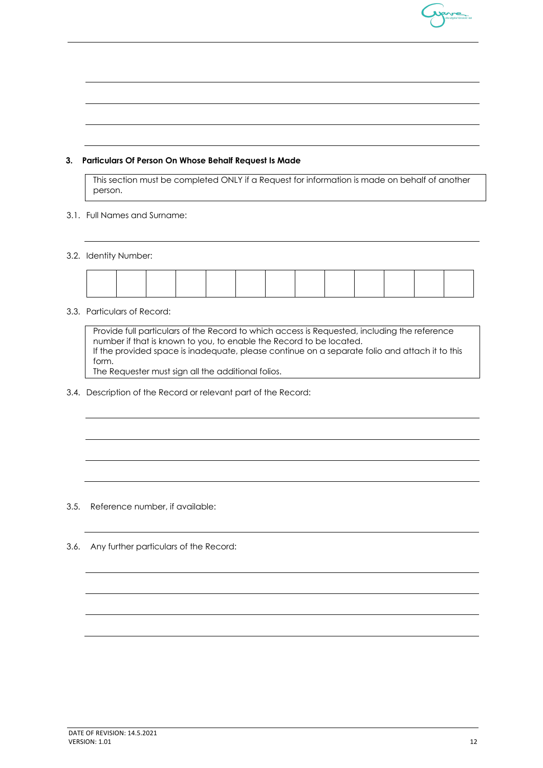### 3. Particulars Of Person On Whose Behalf Request Is Made

This section must be completed ONLY if a Request for information is made on behalf of another person.

3.1. Full Names and Surname:

3.2. Identity Number:

| | | | | | | | | | | | | |
|---|---|---|---|---|---|---|---|---|---|---|---|---|
| | | | | | | | | | | | | |

3.3. Particulars of Record:

Provide full particulars of the Record to which access is Requested, including the reference number if that is known to you, to enable the Record to be located.
If the provided space is inadequate, please continue on a separate folio and attach it to this form.
The Requester must sign all the additional folios.

3.4. Description of the Record or relevant part of the Record:

3.5. Reference number, if available:

3.6. Any further particulars of the Record: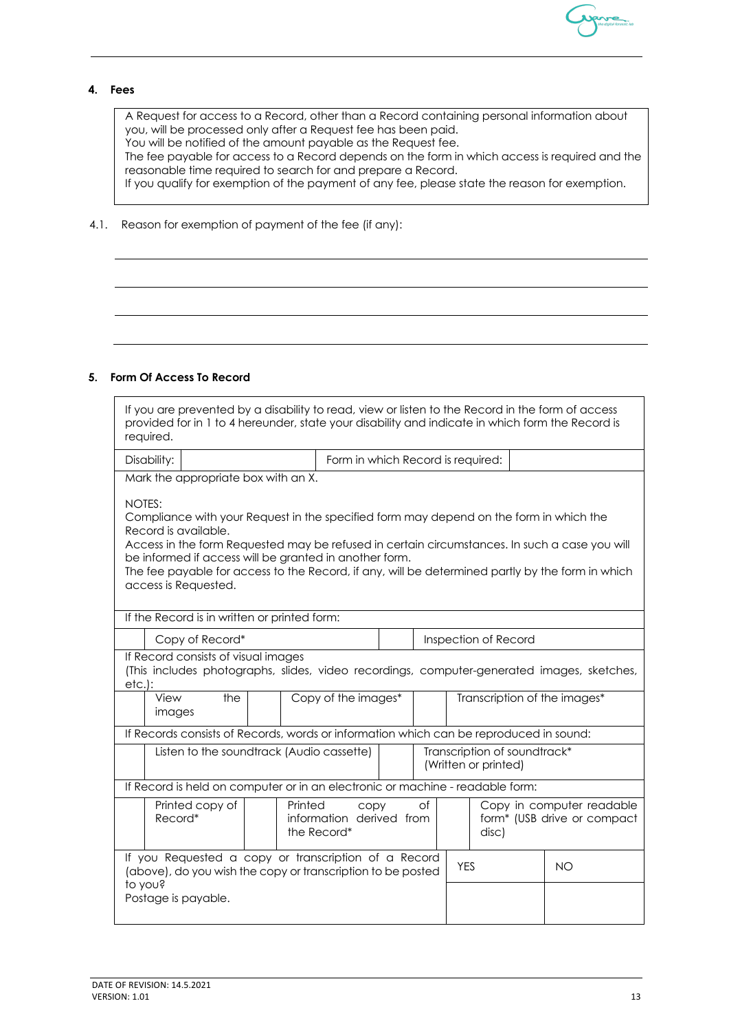## 4. Fees

A Request for access to a Record, other than a Record containing personal information about you, will be processed only after a Request fee has been paid.
You will be notified of the amount payable as the Request fee.
The fee payable for access to a Record depends on the form in which access is required and the reasonable time required to search for and prepare a Record.
If you qualify for exemption of the payment of any fee, please state the reason for exemption.

4.1. Reason for exemption of payment of the fee (if any):

______________________________________________

______________________________________________

______________________________________________

______________________________________________

## 5. Form Of Access To Record

If you are prevented by a disability to read, view or listen to the Record in the form of access provided for in 1 to 4 hereunder, state your disability and indicate in which form the Record is required.

| | | | |
|---|---|---|---|
| Disability: | | Form in which Record is required: | |

Mark the appropriate box with an X.

NOTES:
Compliance with your Request in the specified form may depend on the form in which the Record is available.
Access in the form Requested may be refused in certain circumstances. In such a case you will be informed if access will be granted in another form.
The fee payable for access to the Record, if any, will be determined partly by the form in which access is Requested.

If the Record is in written or printed form:

| | | | |
|---|---|---|---|
| | Copy of Record* | | Inspection of Record |

If Record consists of visual images
(This includes photographs, slides, video recordings, computer-generated images, sketches, etc.):

| | | | | | |
|---|---|---|---|---|---|
| | View the images | | Copy of the images* | | Transcription of the images* |

If Records consists of Records, words or information which can be reproduced in sound:

| | | | |
|---|---|---|---|
| | Listen to the soundtrack (Audio cassette) | | Transcription of soundtrack* (Written or printed) |

If Record is held on computer or in an electronic or machine - readable form:

| | | | | | |
|---|---|---|---|---|---|
| | Printed copy of Record* | | Printed copy of information derived from the Record* | | Copy in computer readable form* (USB drive or compact disc) |

| | | |
|---|---|---|
| If you Requested a copy or transcription of a Record (above), do you wish the copy or transcription to be posted to you? Postage is payable. | YES | NO |
| | | |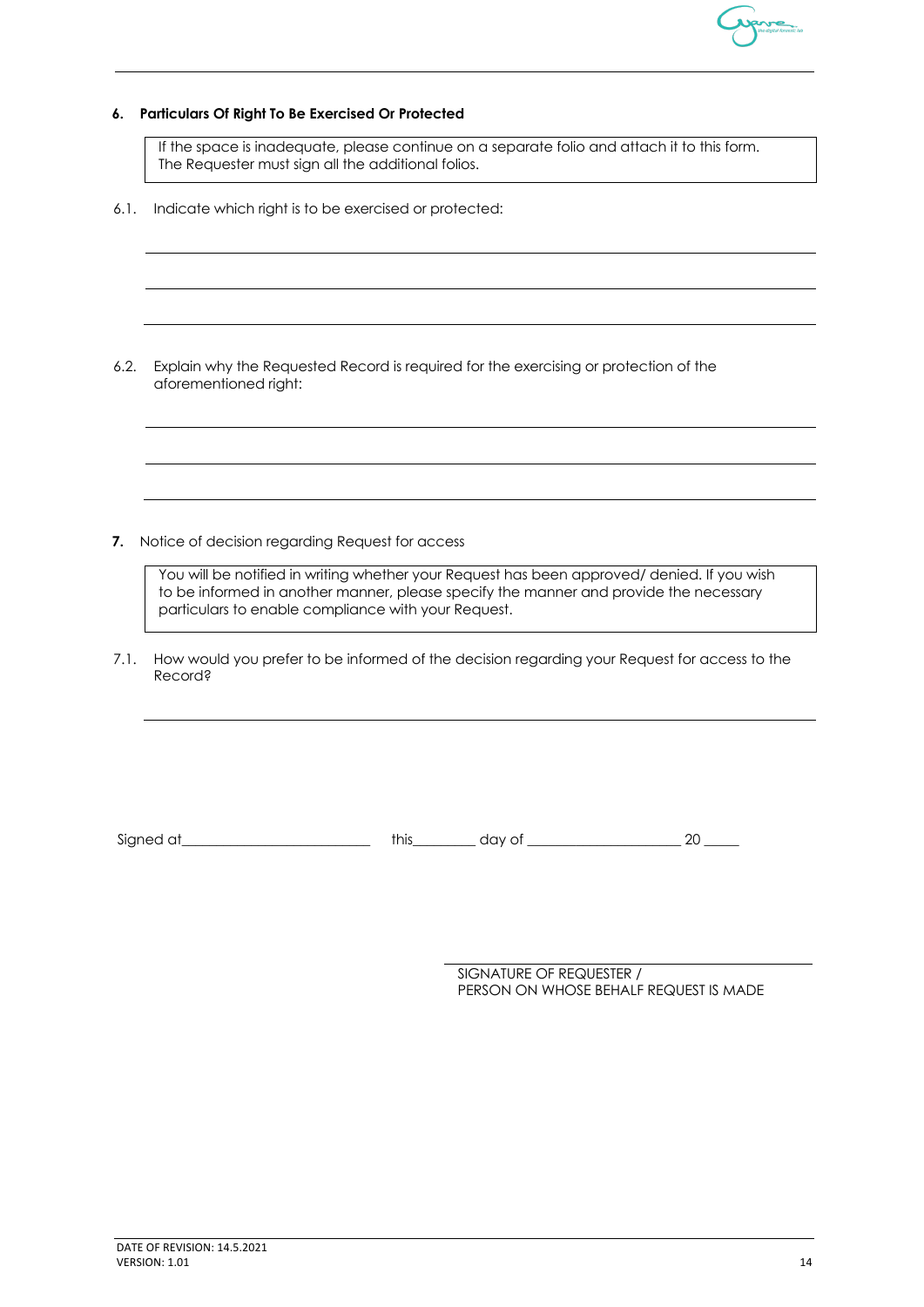## 6. Particulars Of Right To Be Exercised Or Protected

| |
|---|
| If the space is inadequate, please continue on a separate folio and attach it to this form. The Requester must sign all the additional folios. |

6.1. Indicate which right is to be exercised or protected:

\_\_\_\_\_\_\_\_\_\_\_\_\_\_\_\_\_\_\_\_\_\_\_\_\_\_\_\_\_\_\_\_\_\_\_\_\_\_\_\_\_\_\_\_\_\_\_\_\_\_\_\_\_\_\_\_\_\_\_\_

\_\_\_\_\_\_\_\_\_\_\_\_\_\_\_\_\_\_\_\_\_\_\_\_\_\_\_\_\_\_\_\_\_\_\_\_\_\_\_\_\_\_\_\_\_\_\_\_\_\_\_\_\_\_\_\_\_\_\_\_

\_\_\_\_\_\_\_\_\_\_\_\_\_\_\_\_\_\_\_\_\_\_\_\_\_\_\_\_\_\_\_\_\_\_\_\_\_\_\_\_\_\_\_\_\_\_\_\_\_\_\_\_\_\_\_\_\_\_\_\_

6.2. Explain why the Requested Record is required for the exercising or protection of the aforementioned right:

\_\_\_\_\_\_\_\_\_\_\_\_\_\_\_\_\_\_\_\_\_\_\_\_\_\_\_\_\_\_\_\_\_\_\_\_\_\_\_\_\_\_\_\_\_\_\_\_\_\_\_\_\_\_\_\_\_\_\_\_

\_\_\_\_\_\_\_\_\_\_\_\_\_\_\_\_\_\_\_\_\_\_\_\_\_\_\_\_\_\_\_\_\_\_\_\_\_\_\_\_\_\_\_\_\_\_\_\_\_\_\_\_\_\_\_\_\_\_\_\_

\_\_\_\_\_\_\_\_\_\_\_\_\_\_\_\_\_\_\_\_\_\_\_\_\_\_\_\_\_\_\_\_\_\_\_\_\_\_\_\_\_\_\_\_\_\_\_\_\_\_\_\_\_\_\_\_\_\_\_\_

**7.** Notice of decision regarding Request for access

| |
|---|
| You will be notified in writing whether your Request has been approved/ denied. If you wish to be informed in another manner, please specify the manner and provide the necessary particulars to enable compliance with your Request. |

7.1. How would you prefer to be informed of the decision regarding your Request for access to the Record?

\_\_\_\_\_\_\_\_\_\_\_\_\_\_\_\_\_\_\_\_\_\_\_\_\_\_\_\_\_\_\_\_\_\_\_\_\_\_\_\_\_\_\_\_\_\_\_\_\_\_\_\_\_\_\_\_\_\_\_\_

Signed at\_\_\_\_\_\_\_\_\_\_\_\_\_\_\_\_\_\_\_\_\_\_\_\_\_\_ this\_\_\_\_\_\_\_\_\_ day of \_\_\_\_\_\_\_\_\_\_\_\_\_\_\_\_\_\_\_\_\_\_ 20 \_\_\_\_\_

\_\_\_\_\_\_\_\_\_\_\_\_\_\_\_\_\_\_\_\_\_\_\_\_\_\_\_\_\_\_\_\_\_\_\_\_\_\_\_\_\_\_\_\_\_\_\_\_\_\_\_\_

SIGNATURE OF REQUESTER /
PERSON ON WHOSE BEHALF REQUEST IS MADE

DATE OF REVISION: 14.5.2021
VERSION: 1.01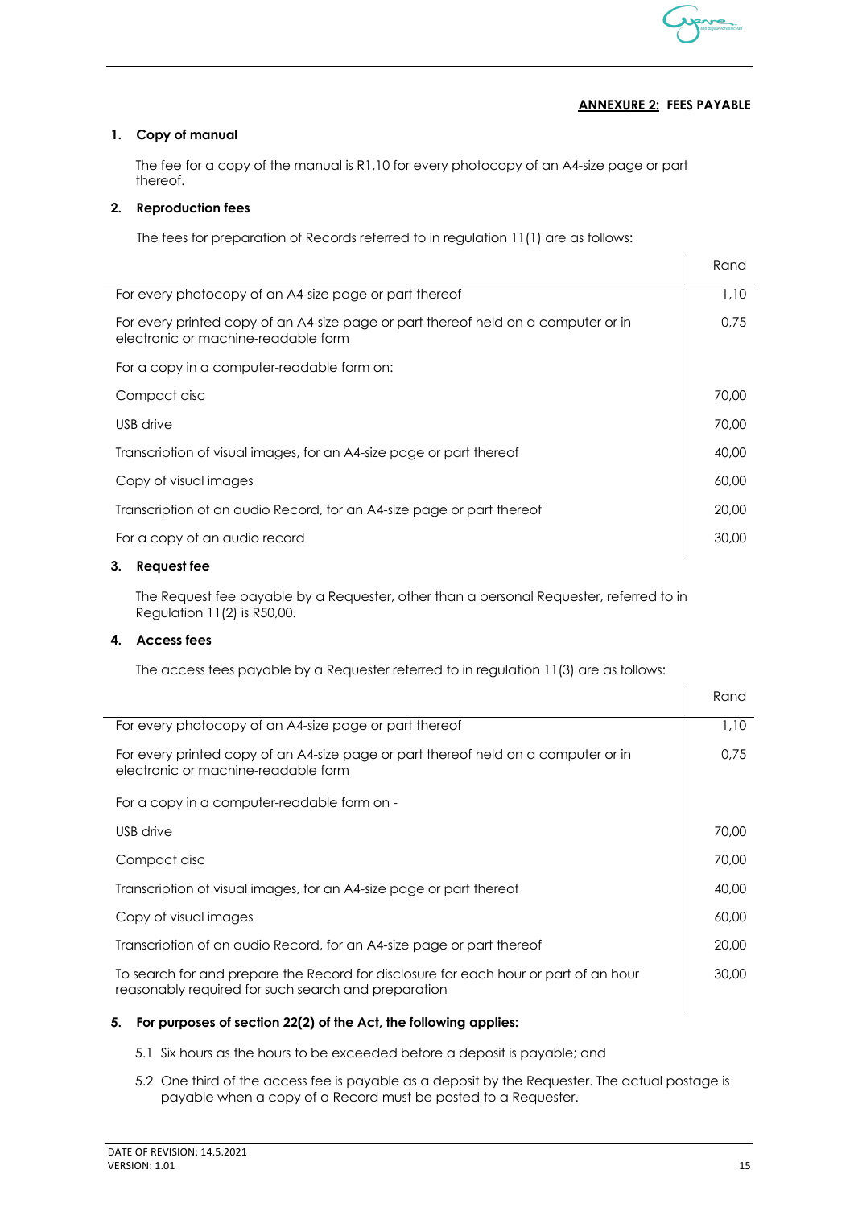## ANNEXURE 2: FEES PAYABLE

### 1. Copy of manual

The fee for a copy of the manual is R1,10 for every photocopy of an A4-size page or part thereof.

### 2. Reproduction fees

The fees for preparation of Records referred to in regulation 11(1) are as follows:

| | Rand |
|---|---|
| For every photocopy of an A4-size page or part thereof | 1,10 |
| For every printed copy of an A4-size page or part thereof held on a computer or in electronic or machine-readable form | 0,75 |
| For a copy in a computer-readable form on: | |
| Compact disc | 70,00 |
| USB drive | 70,00 |
| Transcription of visual images, for an A4-size page or part thereof | 40,00 |
| Copy of visual images | 60,00 |
| Transcription of an audio Record, for an A4-size page or part thereof | 20,00 |
| For a copy of an audio record | 30,00 |

### 3. Request fee

The Request fee payable by a Requester, other than a personal Requester, referred to in Regulation 11(2) is R50,00.

### 4. Access fees

The access fees payable by a Requester referred to in regulation 11(3) are as follows:

| | Rand |
|---|---|
| For every photocopy of an A4-size page or part thereof | 1,10 |
| For every printed copy of an A4-size page or part thereof held on a computer or in electronic or machine-readable form | 0,75 |
| For a copy in a computer-readable form on - | |
| USB drive | 70,00 |
| Compact disc | 70,00 |
| Transcription of visual images, for an A4-size page or part thereof | 40,00 |
| Copy of visual images | 60,00 |
| Transcription of an audio Record, for an A4-size page or part thereof | 20,00 |
| To search for and prepare the Record for disclosure for each hour or part of an hour reasonably required for such search and preparation | 30,00 |

### 5. For purposes of section 22(2) of the Act, the following applies:

5.1 Six hours as the hours to be exceeded before a deposit is payable; and

5.2 One third of the access fee is payable as a deposit by the Requester. The actual postage is payable when a copy of a Record must be posted to a Requester.

DATE OF REVISION: 14.5.2021
VERSION: 1.01